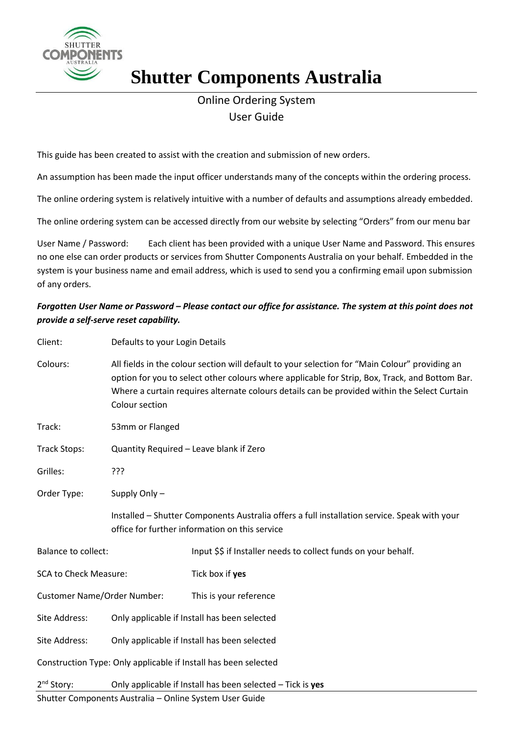# Shutter Components Australia

Online Ordering System
User Guide

This guide has been created to assist with the creation and submission of new orders.

An assumption has been made the input officer understands many of the concepts within the ordering process.

The online ordering system is relatively intuitive with a number of defaults and assumptions already embedded.

The online ordering system can be accessed directly from our website by selecting "Orders" from our menu bar

User Name / Password: Each client has been provided with a unique User Name and Password. This ensures no one else can order products or services from Shutter Components Australia on your behalf. Embedded in the system is your business name and email address, which is used to send you a confirming email upon submission of any orders.

***Forgotten User Name or Password – Please contact our office for assistance. The system at this point does not provide a self-serve reset capability.***

Client: Defaults to your Login Details

Colours: All fields in the colour section will default to your selection for "Main Colour" providing an option for you to select other colours where applicable for Strip, Box, Track, and Bottom Bar. Where a curtain requires alternate colours details can be provided within the Select Curtain Colour section

Track: 53mm or Flanged

Track Stops: Quantity Required – Leave blank if Zero

Grilles: ???

Order Type: Supply Only –

Installed – Shutter Components Australia offers a full installation service. Speak with your office for further information on this service

Balance to collect: Input $$ if Installer needs to collect funds on your behalf.

SCA to Check Measure: Tick box if **yes**

Customer Name/Order Number: This is your reference

Site Address: Only applicable if Install has been selected

Site Address: Only applicable if Install has been selected

Construction Type: Only applicable if Install has been selected

2nd Story: Only applicable if Install has been selected – Tick is **yes**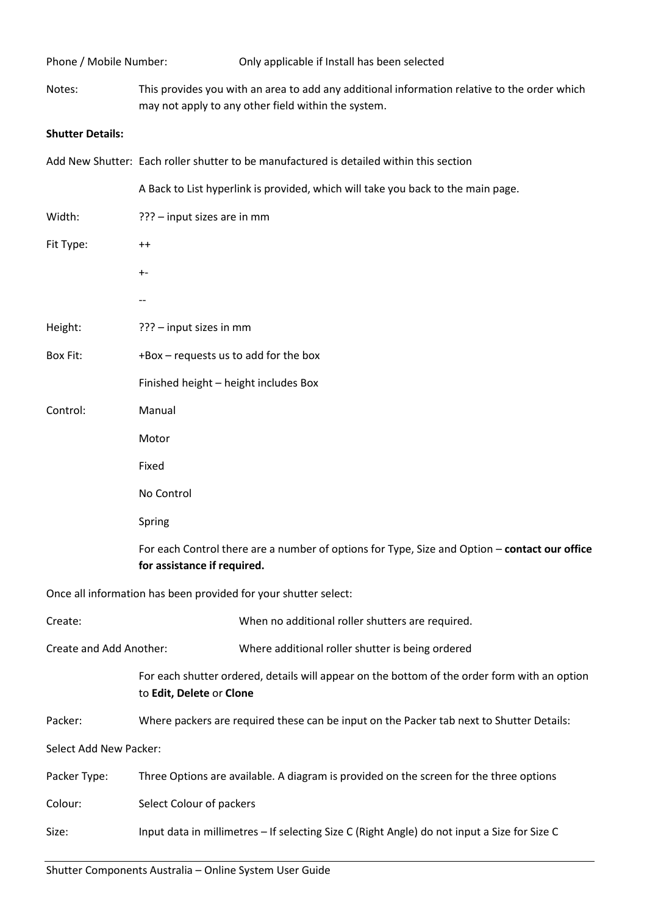Phone / Mobile Number: Only applicable if Install has been selected

Notes: This provides you with an area to add any additional information relative to the order which may not apply to any other field within the system.

**Shutter Details:**

Add New Shutter: Each roller shutter to be manufactured is detailed within this section

A Back to List hyperlink is provided, which will take you back to the main page.

Width: ??? – input sizes are in mm

Fit Type: ++

+-

--

Height: ??? – input sizes in mm

Box Fit: +Box – requests us to add for the box

Finished height – height includes Box

Control: Manual

Motor

Fixed

No Control

Spring

For each Control there are a number of options for Type, Size and Option – **contact our office for assistance if required.**

Once all information has been provided for your shutter select:

Create: When no additional roller shutters are required.

Create and Add Another: Where additional roller shutter is being ordered

For each shutter ordered, details will appear on the bottom of the order form with an option to **Edit, Delete** or **Clone**

Packer: Where packers are required these can be input on the Packer tab next to Shutter Details:

Select Add New Packer:

Packer Type: Three Options are available. A diagram is provided on the screen for the three options

Colour: Select Colour of packers

Size: Input data in millimetres – If selecting Size C (Right Angle) do not input a Size for Size C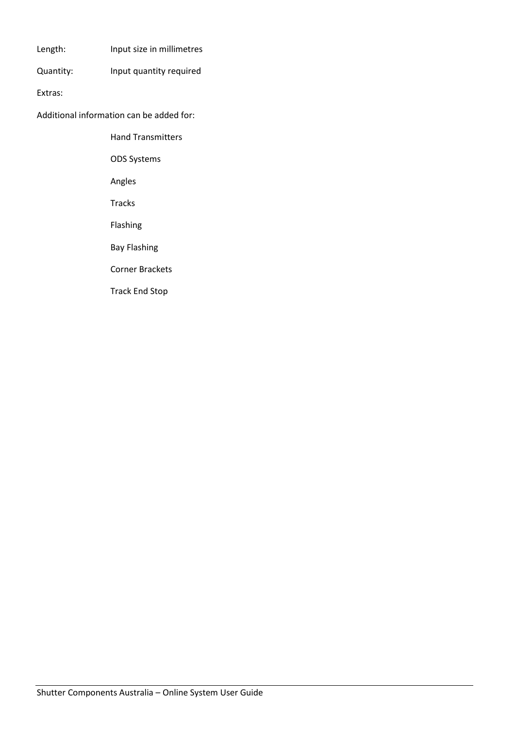Length: Input size in millimetres

Quantity: Input quantity required

Extras:

Additional information can be added for:

- Hand Transmitters
- ODS Systems
- Angles
- Tracks
- Flashing
- Bay Flashing
- Corner Brackets
- Track End Stop